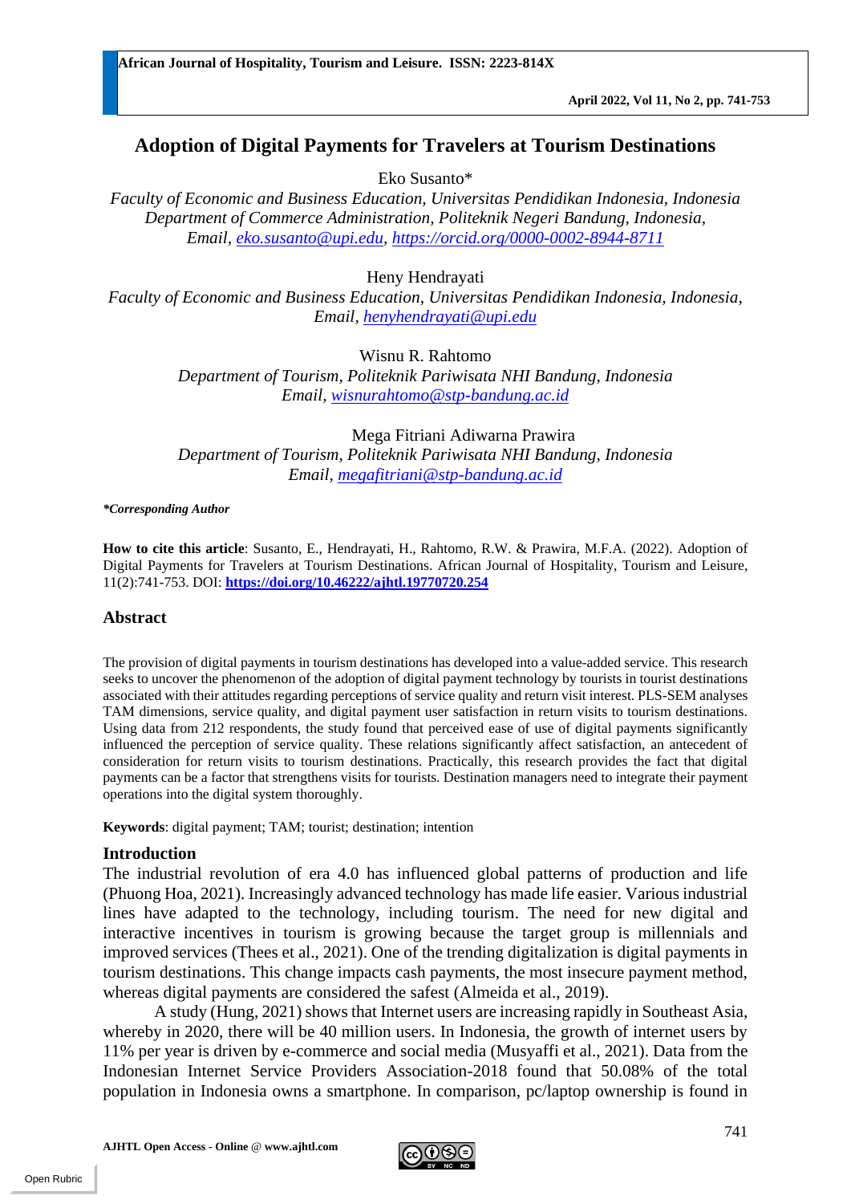# Adoption of Digital Payments for Travelers at Tourism Destinations

Eko Susanto*
*Faculty of Economic and Business Education, Universitas Pendidikan Indonesia, Indonesia*
*Department of Commerce Administration, Politeknik Negeri Bandung, Indonesia,*
*Email, eko.susanto@upi.edu, https://orcid.org/0000-0002-8944-8711*

Heny Hendrayati
*Faculty of Economic and Business Education, Universitas Pendidikan Indonesia, Indonesia,*
*Email, henyhendrayati@upi.edu*

Wisnu R. Rahtomo
*Department of Tourism, Politeknik Pariwisata NHI Bandung, Indonesia*
*Email, wisnurahtomo@stp-bandung.ac.id*

Mega Fitriani Adiwarna Prawira
*Department of Tourism, Politeknik Pariwisata NHI Bandung, Indonesia*
*Email, megafitriani@stp-bandung.ac.id*

***Corresponding Author***

**How to cite this article**: Susanto, E., Hendrayati, H., Rahtomo, R.W. & Prawira, M.F.A. (2022). Adoption of Digital Payments for Travelers at Tourism Destinations. African Journal of Hospitality, Tourism and Leisure, 11(2):741-753. DOI: **https://doi.org/10.46222/ajhtl.19770720.254**

## Abstract

The provision of digital payments in tourism destinations has developed into a value-added service. This research seeks to uncover the phenomenon of the adoption of digital payment technology by tourists in tourist destinations associated with their attitudes regarding perceptions of service quality and return visit interest. PLS-SEM analyses TAM dimensions, service quality, and digital payment user satisfaction in return visits to tourism destinations. Using data from 212 respondents, the study found that perceived ease of use of digital payments significantly influenced the perception of service quality. These relations significantly affect satisfaction, an antecedent of consideration for return visits to tourism destinations. Practically, this research provides the fact that digital payments can be a factor that strengthens visits for tourists. Destination managers need to integrate their payment operations into the digital system thoroughly.

**Keywords**: digital payment; TAM; tourist; destination; intention

## Introduction

The industrial revolution of era 4.0 has influenced global patterns of production and life (Phuong Hoa, 2021). Increasingly advanced technology has made life easier. Various industrial lines have adapted to the technology, including tourism. The need for new digital and interactive incentives in tourism is growing because the target group is millennials and improved services (Thees et al., 2021). One of the trending digitalization is digital payments in tourism destinations. This change impacts cash payments, the most insecure payment method, whereas digital payments are considered the safest (Almeida et al., 2019).

A study (Hung, 2021) shows that Internet users are increasing rapidly in Southeast Asia, whereby in 2020, there will be 40 million users. In Indonesia, the growth of internet users by 11% per year is driven by e-commerce and social media (Musyaffi et al., 2021). Data from the Indonesian Internet Service Providers Association-2018 found that 50.08% of the total population in Indonesia owns a smartphone. In comparison, pc/laptop ownership is found in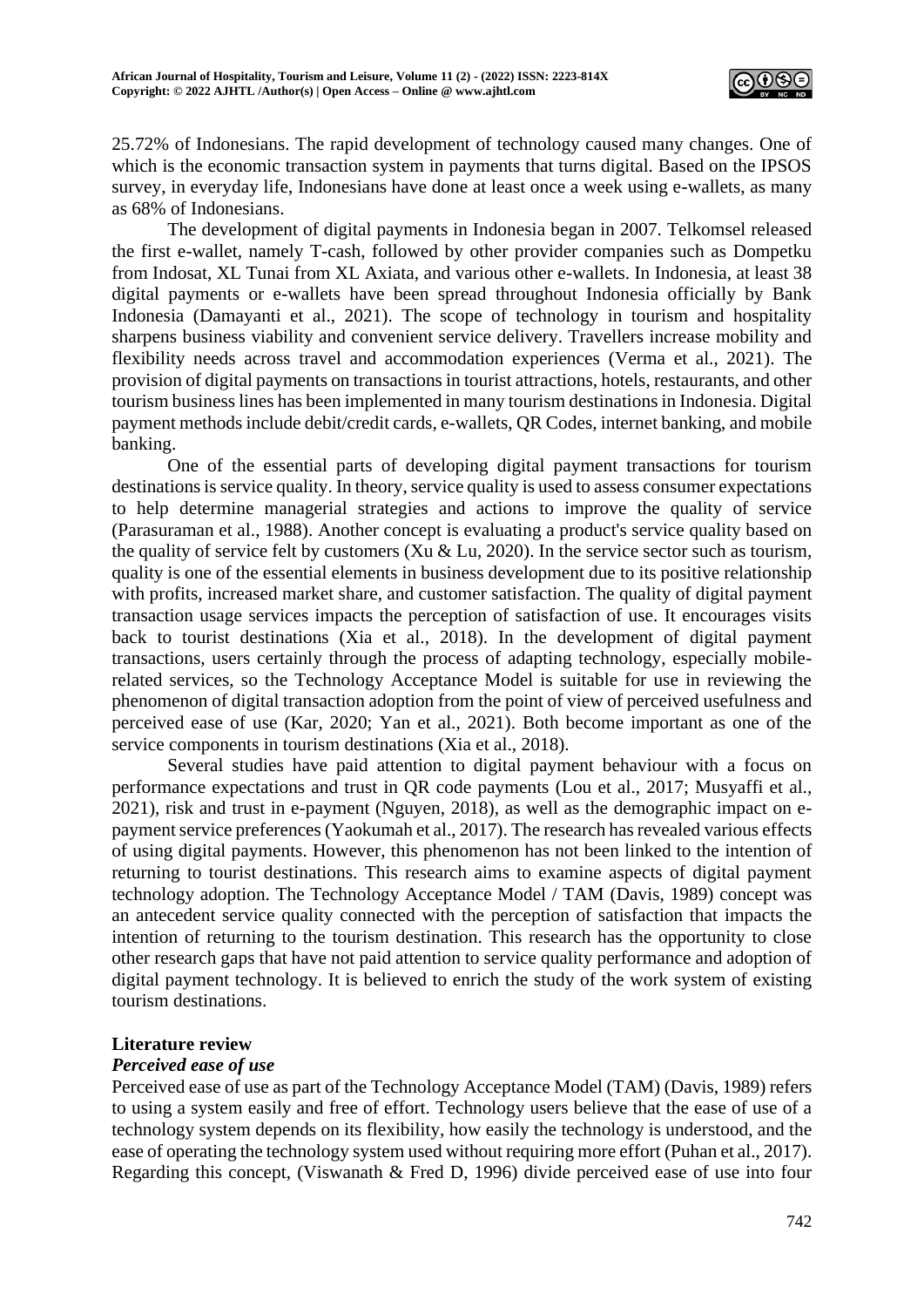25.72% of Indonesians. The rapid development of technology caused many changes. One of which is the economic transaction system in payments that turns digital. Based on the IPSOS survey, in everyday life, Indonesians have done at least once a week using e-wallets, as many as 68% of Indonesians.

The development of digital payments in Indonesia began in 2007. Telkomsel released the first e-wallet, namely T-cash, followed by other provider companies such as Dompetku from Indosat, XL Tunai from XL Axiata, and various other e-wallets. In Indonesia, at least 38 digital payments or e-wallets have been spread throughout Indonesia officially by Bank Indonesia (Damayanti et al., 2021). The scope of technology in tourism and hospitality sharpens business viability and convenient service delivery. Travellers increase mobility and flexibility needs across travel and accommodation experiences (Verma et al., 2021). The provision of digital payments on transactions in tourist attractions, hotels, restaurants, and other tourism business lines has been implemented in many tourism destinations in Indonesia. Digital payment methods include debit/credit cards, e-wallets, QR Codes, internet banking, and mobile banking.

One of the essential parts of developing digital payment transactions for tourism destinations is service quality. In theory, service quality is used to assess consumer expectations to help determine managerial strategies and actions to improve the quality of service (Parasuraman et al., 1988). Another concept is evaluating a product's service quality based on the quality of service felt by customers (Xu & Lu, 2020). In the service sector such as tourism, quality is one of the essential elements in business development due to its positive relationship with profits, increased market share, and customer satisfaction. The quality of digital payment transaction usage services impacts the perception of satisfaction of use. It encourages visits back to tourist destinations (Xia et al., 2018). In the development of digital payment transactions, users certainly through the process of adapting technology, especially mobile-related services, so the Technology Acceptance Model is suitable for use in reviewing the phenomenon of digital transaction adoption from the point of view of perceived usefulness and perceived ease of use (Kar, 2020; Yan et al., 2021). Both become important as one of the service components in tourism destinations (Xia et al., 2018).

Several studies have paid attention to digital payment behaviour with a focus on performance expectations and trust in QR code payments (Lou et al., 2017; Musyaffi et al., 2021), risk and trust in e-payment (Nguyen, 2018), as well as the demographic impact on e-payment service preferences (Yaokumah et al., 2017). The research has revealed various effects of using digital payments. However, this phenomenon has not been linked to the intention of returning to tourist destinations. This research aims to examine aspects of digital payment technology adoption. The Technology Acceptance Model / TAM (Davis, 1989) concept was an antecedent service quality connected with the perception of satisfaction that impacts the intention of returning to the tourism destination. This research has the opportunity to close other research gaps that have not paid attention to service quality performance and adoption of digital payment technology. It is believed to enrich the study of the work system of existing tourism destinations.

## Literature review

### *Perceived ease of use*

Perceived ease of use as part of the Technology Acceptance Model (TAM) (Davis, 1989) refers to using a system easily and free of effort. Technology users believe that the ease of use of a technology system depends on its flexibility, how easily the technology is understood, and the ease of operating the technology system used without requiring more effort (Puhan et al., 2017). Regarding this concept, (Viswanath & Fred D, 1996) divide perceived ease of use into four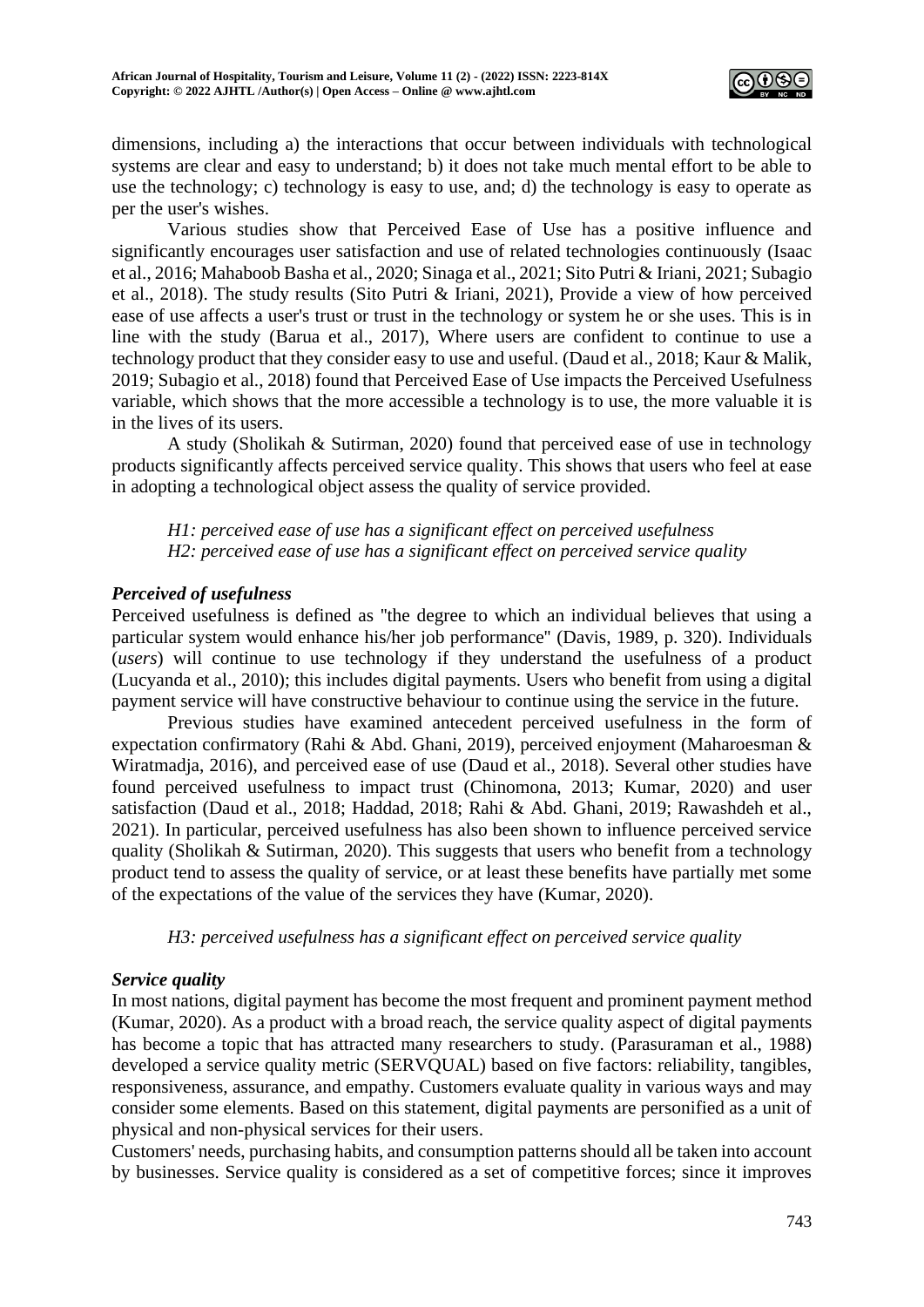dimensions, including a) the interactions that occur between individuals with technological systems are clear and easy to understand; b) it does not take much mental effort to be able to use the technology; c) technology is easy to use, and; d) the technology is easy to operate as per the user's wishes.

Various studies show that Perceived Ease of Use has a positive influence and significantly encourages user satisfaction and use of related technologies continuously (Isaac et al., 2016; Mahaboob Basha et al., 2020; Sinaga et al., 2021; Sito Putri & Iriani, 2021; Subagio et al., 2018). The study results (Sito Putri & Iriani, 2021), Provide a view of how perceived ease of use affects a user's trust or trust in the technology or system he or she uses. This is in line with the study (Barua et al., 2017), Where users are confident to continue to use a technology product that they consider easy to use and useful. (Daud et al., 2018; Kaur & Malik, 2019; Subagio et al., 2018) found that Perceived Ease of Use impacts the Perceived Usefulness variable, which shows that the more accessible a technology is to use, the more valuable it is in the lives of its users.

A study (Sholikah & Sutirman, 2020) found that perceived ease of use in technology products significantly affects perceived service quality. This shows that users who feel at ease in adopting a technological object assess the quality of service provided.

*H1: perceived ease of use has a significant effect on perceived usefulness*
*H2: perceived ease of use has a significant effect on perceived service quality*

### *Perceived of usefulness*

Perceived usefulness is defined as "the degree to which an individual believes that using a particular system would enhance his/her job performance" (Davis, 1989, p. 320). Individuals (*users*) will continue to use technology if they understand the usefulness of a product (Lucyanda et al., 2010); this includes digital payments. Users who benefit from using a digital payment service will have constructive behaviour to continue using the service in the future.

Previous studies have examined antecedent perceived usefulness in the form of expectation confirmatory (Rahi & Abd. Ghani, 2019), perceived enjoyment (Maharoesman & Wiratmadja, 2016), and perceived ease of use (Daud et al., 2018). Several other studies have found perceived usefulness to impact trust (Chinomona, 2013; Kumar, 2020) and user satisfaction (Daud et al., 2018; Haddad, 2018; Rahi & Abd. Ghani, 2019; Rawashdeh et al., 2021). In particular, perceived usefulness has also been shown to influence perceived service quality (Sholikah & Sutirman, 2020). This suggests that users who benefit from a technology product tend to assess the quality of service, or at least these benefits have partially met some of the expectations of the value of the services they have (Kumar, 2020).

*H3: perceived usefulness has a significant effect on perceived service quality*

### *Service quality*

In most nations, digital payment has become the most frequent and prominent payment method (Kumar, 2020). As a product with a broad reach, the service quality aspect of digital payments has become a topic that has attracted many researchers to study. (Parasuraman et al., 1988) developed a service quality metric (SERVQUAL) based on five factors: reliability, tangibles, responsiveness, assurance, and empathy. Customers evaluate quality in various ways and may consider some elements. Based on this statement, digital payments are personified as a unit of physical and non-physical services for their users.

Customers' needs, purchasing habits, and consumption patterns should all be taken into account by businesses. Service quality is considered as a set of competitive forces; since it improves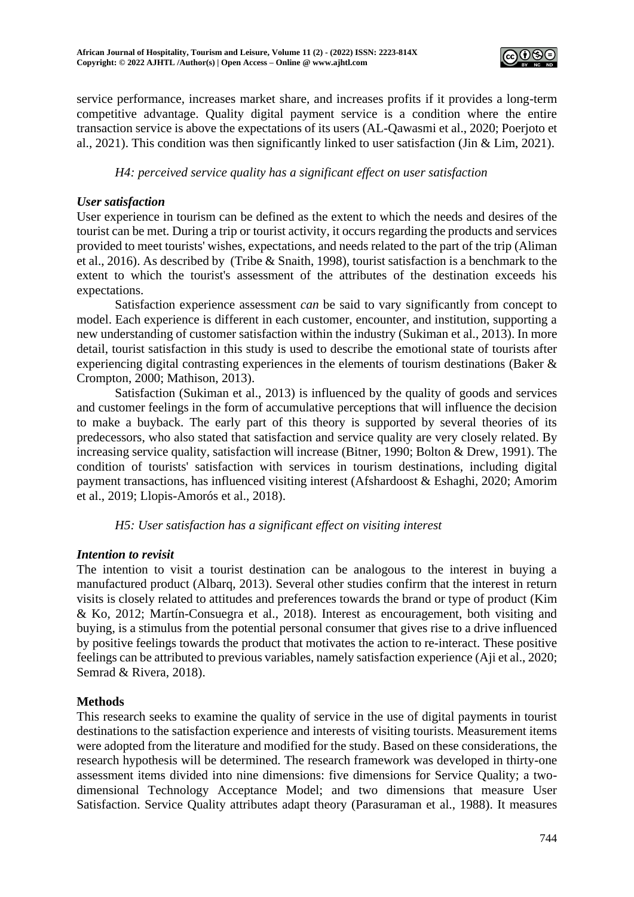service performance, increases market share, and increases profits if it provides a long-term competitive advantage. Quality digital payment service is a condition where the entire transaction service is above the expectations of its users (AL-Qawasmi et al., 2020; Poerjoto et al., 2021). This condition was then significantly linked to user satisfaction (Jin & Lim, 2021).

*H4: perceived service quality has a significant effect on user satisfaction*

### *User satisfaction*

User experience in tourism can be defined as the extent to which the needs and desires of the tourist can be met. During a trip or tourist activity, it occurs regarding the products and services provided to meet tourists' wishes, expectations, and needs related to the part of the trip (Aliman et al., 2016). As described by (Tribe & Snaith, 1998), tourist satisfaction is a benchmark to the extent to which the tourist's assessment of the attributes of the destination exceeds his expectations.

Satisfaction experience assessment *can* be said to vary significantly from concept to model. Each experience is different in each customer, encounter, and institution, supporting a new understanding of customer satisfaction within the industry (Sukiman et al., 2013). In more detail, tourist satisfaction in this study is used to describe the emotional state of tourists after experiencing digital contrasting experiences in the elements of tourism destinations (Baker & Crompton, 2000; Mathison, 2013).

Satisfaction (Sukiman et al., 2013) is influenced by the quality of goods and services and customer feelings in the form of accumulative perceptions that will influence the decision to make a buyback. The early part of this theory is supported by several theories of its predecessors, who also stated that satisfaction and service quality are very closely related. By increasing service quality, satisfaction will increase (Bitner, 1990; Bolton & Drew, 1991). The condition of tourists' satisfaction with services in tourism destinations, including digital payment transactions, has influenced visiting interest (Afshardoost & Eshaghi, 2020; Amorim et al., 2019; Llopis-Amorós et al., 2018).

*H5: User satisfaction has a significant effect on visiting interest*

### *Intention to revisit*

The intention to visit a tourist destination can be analogous to the interest in buying a manufactured product (Albarq, 2013). Several other studies confirm that the interest in return visits is closely related to attitudes and preferences towards the brand or type of product (Kim & Ko, 2012; Martín-Consuegra et al., 2018). Interest as encouragement, both visiting and buying, is a stimulus from the potential personal consumer that gives rise to a drive influenced by positive feelings towards the product that motivates the action to re-interact. These positive feelings can be attributed to previous variables, namely satisfaction experience (Aji et al., 2020; Semrad & Rivera, 2018).

## Methods

This research seeks to examine the quality of service in the use of digital payments in tourist destinations to the satisfaction experience and interests of visiting tourists. Measurement items were adopted from the literature and modified for the study. Based on these considerations, the research hypothesis will be determined. The research framework was developed in thirty-one assessment items divided into nine dimensions: five dimensions for Service Quality; a two-dimensional Technology Acceptance Model; and two dimensions that measure User Satisfaction. Service Quality attributes adapt theory (Parasuraman et al., 1988). It measures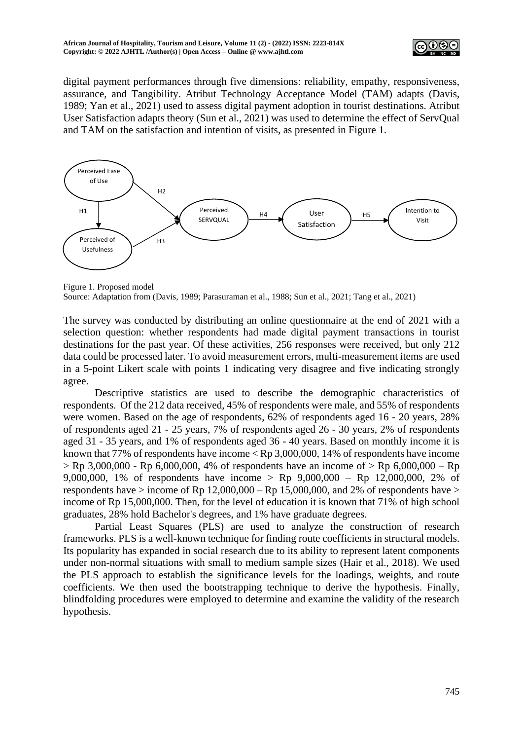digital payment performances through five dimensions: reliability, empathy, responsiveness, assurance, and Tangibility. Atribut Technology Acceptance Model (TAM) adapts (Davis, 1989; Yan et al., 2021) used to assess digital payment adoption in tourist destinations. Atribut User Satisfaction adapts theory (Sun et al., 2021) was used to determine the effect of ServQual and TAM on the satisfaction and intention of visits, as presented in Figure 1.

Perceived Ease of Use

H1

H2

Perceived of Usefulness

H3

Perceived SERVQUAL

H4

User Satisfaction

H5

Intention to Visit

Figure 1. Proposed model
Source: Adaptation from (Davis, 1989; Parasuraman et al., 1988; Sun et al., 2021; Tang et al., 2021)

The survey was conducted by distributing an online questionnaire at the end of 2021 with a selection question: whether respondents had made digital payment transactions in tourist destinations for the past year. Of these activities, 256 responses were received, but only 212 data could be processed later. To avoid measurement errors, multi-measurement items are used in a 5-point Likert scale with points 1 indicating very disagree and five indicating strongly agree.

Descriptive statistics are used to describe the demographic characteristics of respondents. Of the 212 data received, 45% of respondents were male, and 55% of respondents were women. Based on the age of respondents, 62% of respondents aged 16 - 20 years, 28% of respondents aged 21 - 25 years, 7% of respondents aged 26 - 30 years, 2% of respondents aged 31 - 35 years, and 1% of respondents aged 36 - 40 years. Based on monthly income it is known that 77% of respondents have income < Rp 3,000,000, 14% of respondents have income > Rp 3,000,000 - Rp 6,000,000, 4% of respondents have an income of > Rp 6,000,000 – Rp 9,000,000, 1% of respondents have income > Rp 9,000,000 – Rp 12,000,000, 2% of respondents have > income of Rp 12,000,000 – Rp 15,000,000, and 2% of respondents have > income of Rp 15,000,000. Then, for the level of education it is known that 71% of high school graduates, 28% hold Bachelor's degrees, and 1% have graduate degrees.

Partial Least Squares (PLS) are used to analyze the construction of research frameworks. PLS is a well-known technique for finding route coefficients in structural models. Its popularity has expanded in social research due to its ability to represent latent components under non-normal situations with small to medium sample sizes (Hair et al., 2018). We used the PLS approach to establish the significance levels for the loadings, weights, and route coefficients. We then used the bootstrapping technique to derive the hypothesis. Finally, blindfolding procedures were employed to determine and examine the validity of the research hypothesis.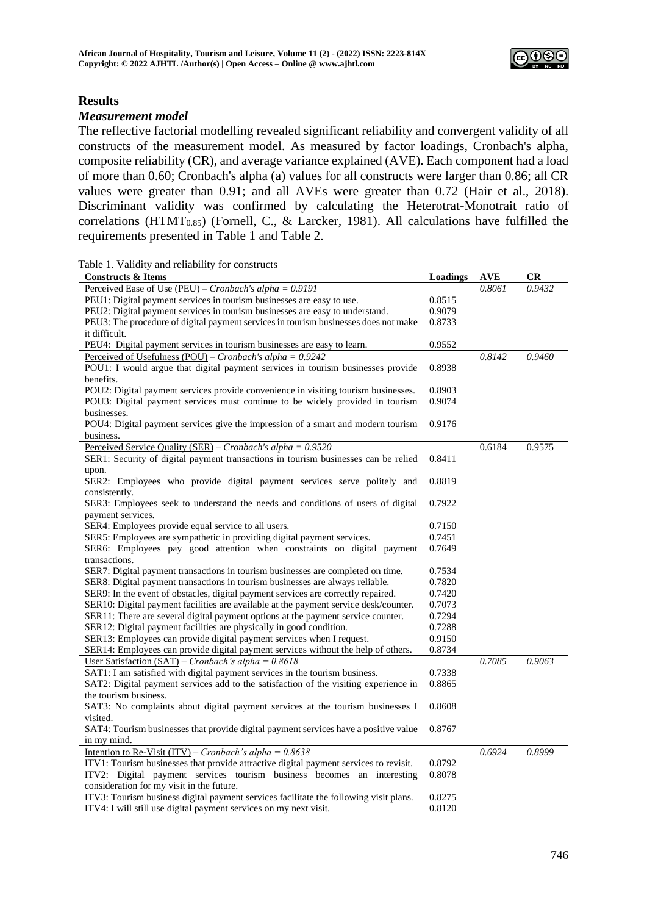## Results

### *Measurement model*

The reflective factorial modelling revealed significant reliability and convergent validity of all constructs of the measurement model. As measured by factor loadings, Cronbach's alpha, composite reliability (CR), and average variance explained (AVE). Each component had a load of more than 0.60; Cronbach's alpha (a) values for all constructs were larger than 0.86; all CR values were greater than 0.91; and all AVEs were greater than 0.72 (Hair et al., 2018). Discriminant validity was confirmed by calculating the Heterotrat-Monotrait ratio of correlations ($HTMT_{0.85}$) (Fornell, C., & Larcker, 1981). All calculations have fulfilled the requirements presented in Table 1 and Table 2.

Table 1. Validity and reliability for constructs

| **Constructs & Items** | **Loadings** | **AVE** | **CR** |
|---|---|---|---|
| Perceived Ease of Use (PEU) – *Cronbach's alpha = 0.9191* | | *0.8061* | *0.9432* |
| PEU1: Digital payment services in tourism businesses are easy to use. | 0.8515 | | |
| PEU2: Digital payment services in tourism businesses are easy to understand. | 0.9079 | | |
| PEU3: The procedure of digital payment services in tourism businesses does not make it difficult. | 0.8733 | | |
| PEU4: Digital payment services in tourism businesses are easy to learn. | 0.9552 | | |
| Perceived of Usefulness (POU) – *Cronbach's alpha = 0.9242* | | *0.8142* | *0.9460* |
| POU1: I would argue that digital payment services in tourism businesses provide benefits. | 0.8938 | | |
| POU2: Digital payment services provide convenience in visiting tourism businesses. | 0.8903 | | |
| POU3: Digital payment services must continue to be widely provided in tourism businesses. | 0.9074 | | |
| POU4: Digital payment services give the impression of a smart and modern tourism business. | 0.9176 | | |
| Perceived Service Quality (SER) – *Cronbach's alpha = 0.9520* | | 0.6184 | 0.9575 |
| SER1: Security of digital payment transactions in tourism businesses can be relied upon. | 0.8411 | | |
| SER2: Employees who provide digital payment services serve politely and consistently. | 0.8819 | | |
| SER3: Employees seek to understand the needs and conditions of users of digital payment services. | 0.7922 | | |
| SER4: Employees provide equal service to all users. | 0.7150 | | |
| SER5: Employees are sympathetic in providing digital payment services. | 0.7451 | | |
| SER6: Employees pay good attention when constraints on digital payment transactions. | 0.7649 | | |
| SER7: Digital payment transactions in tourism businesses are completed on time. | 0.7534 | | |
| SER8: Digital payment transactions in tourism businesses are always reliable. | 0.7820 | | |
| SER9: In the event of obstacles, digital payment services are correctly repaired. | 0.7420 | | |
| SER10: Digital payment facilities are available at the payment service desk/counter. | 0.7073 | | |
| SER11: There are several digital payment options at the payment service counter. | 0.7294 | | |
| SER12: Digital payment facilities are physically in good condition. | 0.7288 | | |
| SER13: Employees can provide digital payment services when I request. | 0.9150 | | |
| SER14: Employees can provide digital payment services without the help of others. | 0.8734 | | |
| User Satisfaction (SAT) – *Cronbach's alpha = 0.8618* | | *0.7085* | *0.9063* |
| SAT1: I am satisfied with digital payment services in the tourism business. | 0.7338 | | |
| SAT2: Digital payment services add to the satisfaction of the visiting experience in the tourism business. | 0.8865 | | |
| SAT3: No complaints about digital payment services at the tourism businesses I visited. | 0.8608 | | |
| SAT4: Tourism businesses that provide digital payment services have a positive value in my mind. | 0.8767 | | |
| Intention to Re-Visit (ITV) – *Cronbach's alpha = 0.8638* | | *0.6924* | *0.8999* |
| ITV1: Tourism businesses that provide attractive digital payment services to revisit. | 0.8792 | | |
| ITV2: Digital payment services tourism business becomes an interesting consideration for my visit in the future. | 0.8078 | | |
| ITV3: Tourism business digital payment services facilitate the following visit plans. | 0.8275 | | |
| ITV4: I will still use digital payment services on my next visit. | 0.8120 | | |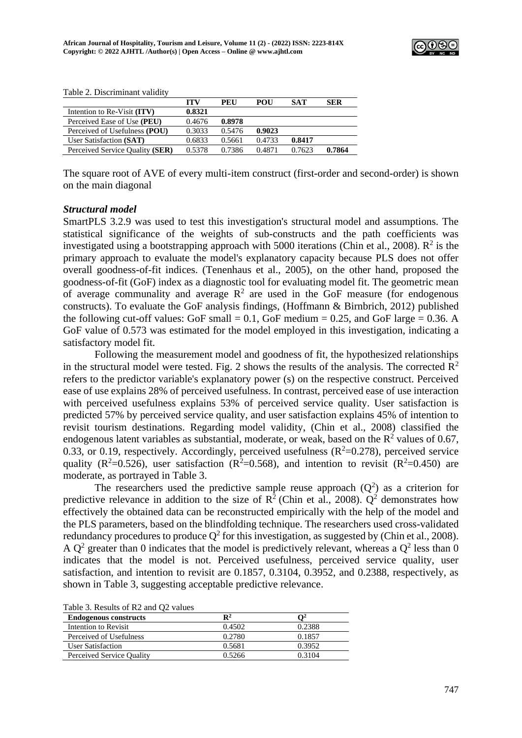Table 2. Discriminant validity

| | ITV | PEU | POU | SAT | SER |
|---|---|---|---|---|---|
| Intention to Re-Visit **(ITV)** | **0.8321** | | | | |
| Perceived Ease of Use **(PEU)** | 0.4676 | **0.8978** | | | |
| Perceived of Usefulness **(POU)** | 0.3033 | 0.5476 | **0.9023** | | |
| User Satisfaction **(SAT)** | 0.6833 | 0.5661 | 0.4733 | **0.8417** | |
| Perceived Service Quality **(SER)** | 0.5378 | 0.7386 | 0.4871 | 0.7623 | **0.7864** |

The square root of AVE of every multi-item construct (first-order and second-order) is shown on the main diagonal

### *Structural model*

SmartPLS 3.2.9 was used to test this investigation's structural model and assumptions. The statistical significance of the weights of sub-constructs and the path coefficients was investigated using a bootstrapping approach with 5000 iterations (Chin et al., 2008). $R^2$ is the primary approach to evaluate the model's explanatory capacity because PLS does not offer overall goodness-of-fit indices. (Tenenhaus et al., 2005), on the other hand, proposed the goodness-of-fit (GoF) index as a diagnostic tool for evaluating model fit. The geometric mean of average communality and average $R^2$ are used in the GoF measure (for endogenous constructs). To evaluate the GoF analysis findings, (Hoffmann & Birnbrich, 2012) published the following cut-off values: GoF small = 0.1, GoF medium = 0.25, and GoF large = 0.36. A GoF value of 0.573 was estimated for the model employed in this investigation, indicating a satisfactory model fit.

Following the measurement model and goodness of fit, the hypothesized relationships in the structural model were tested. Fig. 2 shows the results of the analysis. The corrected $R^2$ refers to the predictor variable's explanatory power (s) on the respective construct. Perceived ease of use explains 28% of perceived usefulness. In contrast, perceived ease of use interaction with perceived usefulness explains 53% of perceived service quality. User satisfaction is predicted 57% by perceived service quality, and user satisfaction explains 45% of intention to revisit tourism destinations. Regarding model validity, (Chin et al., 2008) classified the endogenous latent variables as substantial, moderate, or weak, based on the $R^2$ values of 0.67, 0.33, or 0.19, respectively. Accordingly, perceived usefulness ($R^2$=0.278), perceived service quality ($R^2$=0.526), user satisfaction ($R^2$=0.568), and intention to revisit ($R^2$=0.450) are moderate, as portrayed in Table 3.

The researchers used the predictive sample reuse approach ($Q^2$) as a criterion for predictive relevance in addition to the size of $R^2$ (Chin et al., 2008). $Q^2$ demonstrates how effectively the obtained data can be reconstructed empirically with the help of the model and the PLS parameters, based on the blindfolding technique. The researchers used cross-validated redundancy procedures to produce $Q^2$ for this investigation, as suggested by (Chin et al., 2008). A $Q^2$ greater than 0 indicates that the model is predictively relevant, whereas a $Q^2$ less than 0 indicates that the model is not. Perceived usefulness, perceived service quality, user satisfaction, and intention to revisit are 0.1857, 0.3104, 0.3952, and 0.2388, respectively, as shown in Table 3, suggesting acceptable predictive relevance.

Table 3. Results of R2 and Q2 values

| Endogenous constructs | $R^2$ | $Q^2$ |
|---|---|---|
| Intention to Revisit | 0.4502 | 0.2388 |
| Perceived of Usefulness | 0.2780 | 0.1857 |
| User Satisfaction | 0.5681 | 0.3952 |
| Perceived Service Quality | 0.5266 | 0.3104 |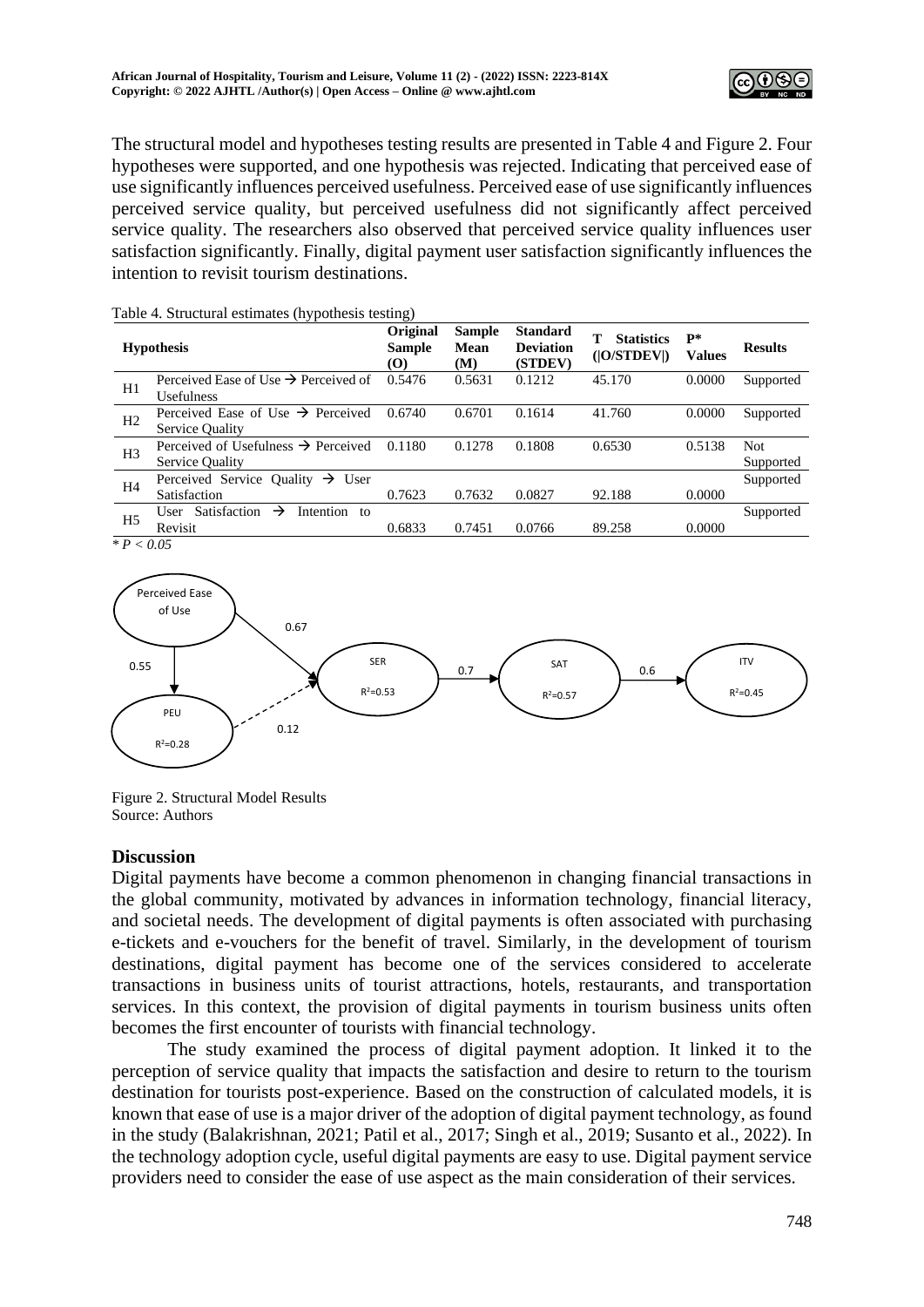The structural model and hypotheses testing results are presented in Table 4 and Figure 2. Four hypotheses were supported, and one hypothesis was rejected. Indicating that perceived ease of use significantly influences perceived usefulness. Perceived ease of use significantly influences perceived service quality, but perceived usefulness did not significantly affect perceived service quality. The researchers also observed that perceived service quality influences user satisfaction significantly. Finally, digital payment user satisfaction significantly influences the intention to revisit tourism destinations.

Table 4. Structural estimates (hypothesis testing)

| Hypothesis | | Original Sample (O) | Sample Mean (M) | Standard Deviation (STDEV) | T Statistics (\|O/STDEV\|) | P* Values | Results |
|---|---|---|---|---|---|---|---|
| H1 | Perceived Ease of Use → Perceived of Usefulness | 0.5476 | 0.5631 | 0.1212 | 45.170 | 0.0000 | Supported |
| H2 | Perceived Ease of Use → Perceived Service Quality | 0.6740 | 0.6701 | 0.1614 | 41.760 | 0.0000 | Supported |
| H3 | Perceived of Usefulness → Perceived Service Quality | 0.1180 | 0.1278 | 0.1808 | 0.6530 | 0.5138 | Not Supported |
| H4 | Perceived Service Quality → User Satisfaction | 0.7623 | 0.7632 | 0.0827 | 92.188 | 0.0000 | Supported |
| H5 | User Satisfaction → Intention to Revisit | 0.6833 | 0.7451 | 0.0766 | 89.258 | 0.0000 | Supported |

* $P < 0.05$

Perceived Ease of Use

0.67

0.55

SER

$R^2$=0.53

0.7

SAT

$R^2$=0.57

0.6

ITV

$R^2$=0.45

PEU

$R^2$=0.28

0.12

Figure 2. Structural Model Results
Source: Authors

## Discussion

Digital payments have become a common phenomenon in changing financial transactions in the global community, motivated by advances in information technology, financial literacy, and societal needs. The development of digital payments is often associated with purchasing e-tickets and e-vouchers for the benefit of travel. Similarly, in the development of tourism destinations, digital payment has become one of the services considered to accelerate transactions in business units of tourist attractions, hotels, restaurants, and transportation services. In this context, the provision of digital payments in tourism business units often becomes the first encounter of tourists with financial technology.

The study examined the process of digital payment adoption. It linked it to the perception of service quality that impacts the satisfaction and desire to return to the tourism destination for tourists post-experience. Based on the construction of calculated models, it is known that ease of use is a major driver of the adoption of digital payment technology, as found in the study (Balakrishnan, 2021; Patil et al., 2017; Singh et al., 2019; Susanto et al., 2022). In the technology adoption cycle, useful digital payments are easy to use. Digital payment service providers need to consider the ease of use aspect as the main consideration of their services.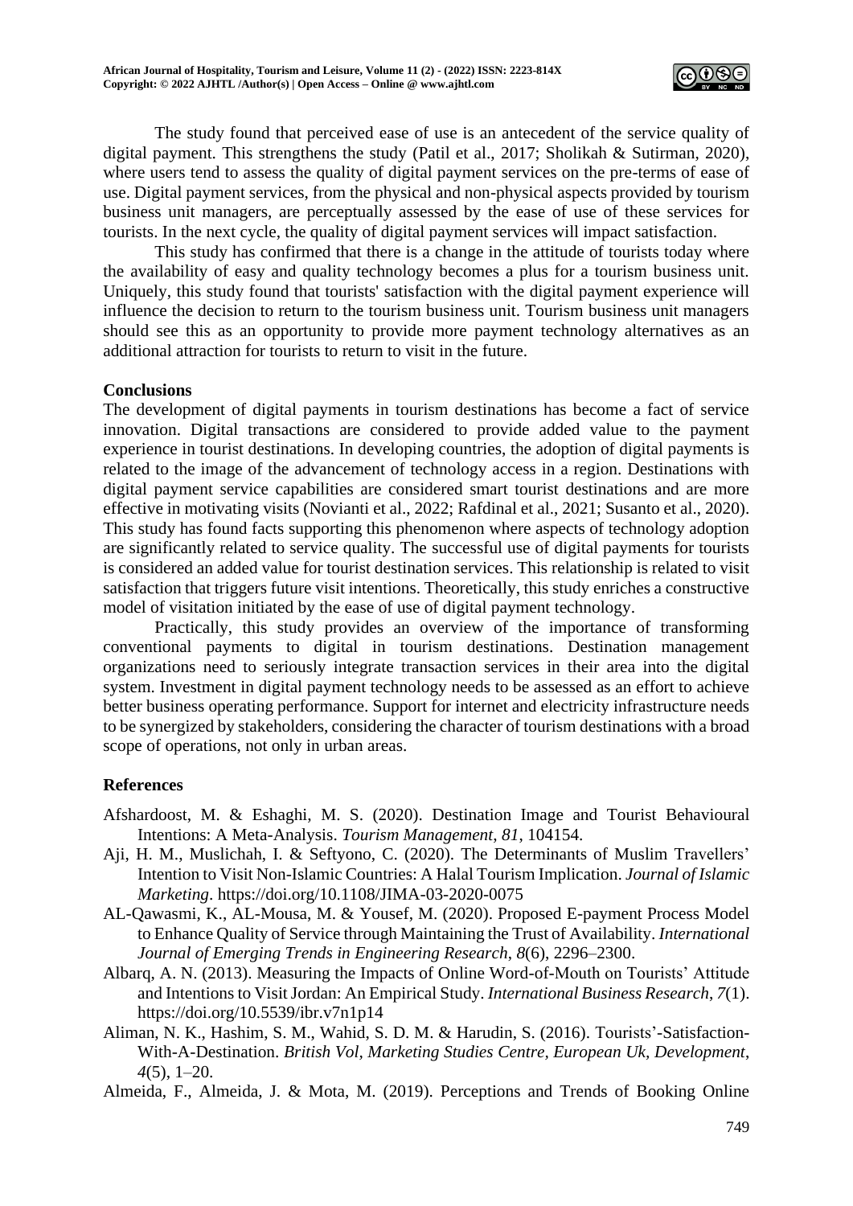The study found that perceived ease of use is an antecedent of the service quality of digital payment. This strengthens the study (Patil et al., 2017; Sholikah & Sutirman, 2020), where users tend to assess the quality of digital payment services on the pre-terms of ease of use. Digital payment services, from the physical and non-physical aspects provided by tourism business unit managers, are perceptually assessed by the ease of use of these services for tourists. In the next cycle, the quality of digital payment services will impact satisfaction.

This study has confirmed that there is a change in the attitude of tourists today where the availability of easy and quality technology becomes a plus for a tourism business unit. Uniquely, this study found that tourists' satisfaction with the digital payment experience will influence the decision to return to the tourism business unit. Tourism business unit managers should see this as an opportunity to provide more payment technology alternatives as an additional attraction for tourists to return to visit in the future.

## Conclusions

The development of digital payments in tourism destinations has become a fact of service innovation. Digital transactions are considered to provide added value to the payment experience in tourist destinations. In developing countries, the adoption of digital payments is related to the image of the advancement of technology access in a region. Destinations with digital payment service capabilities are considered smart tourist destinations and are more effective in motivating visits (Novianti et al., 2022; Rafdinal et al., 2021; Susanto et al., 2020). This study has found facts supporting this phenomenon where aspects of technology adoption are significantly related to service quality. The successful use of digital payments for tourists is considered an added value for tourist destination services. This relationship is related to visit satisfaction that triggers future visit intentions. Theoretically, this study enriches a constructive model of visitation initiated by the ease of use of digital payment technology.

Practically, this study provides an overview of the importance of transforming conventional payments to digital in tourism destinations. Destination management organizations need to seriously integrate transaction services in their area into the digital system. Investment in digital payment technology needs to be assessed as an effort to achieve better business operating performance. Support for internet and electricity infrastructure needs to be synergized by stakeholders, considering the character of tourism destinations with a broad scope of operations, not only in urban areas.

## References

Afshardoost, M. & Eshaghi, M. S. (2020). Destination Image and Tourist Behavioural Intentions: A Meta-Analysis. *Tourism Management*, *81*, 104154.

Aji, H. M., Muslichah, I. & Seftyono, C. (2020). The Determinants of Muslim Travellers' Intention to Visit Non-Islamic Countries: A Halal Tourism Implication. *Journal of Islamic Marketing*. https://doi.org/10.1108/JIMA-03-2020-0075

AL-Qawasmi, K., AL-Mousa, M. & Yousef, M. (2020). Proposed E-payment Process Model to Enhance Quality of Service through Maintaining the Trust of Availability. *International Journal of Emerging Trends in Engineering Research*, *8*(6), 2296–2300.

Albarq, A. N. (2013). Measuring the Impacts of Online Word-of-Mouth on Tourists' Attitude and Intentions to Visit Jordan: An Empirical Study. *International Business Research*, *7*(1). https://doi.org/10.5539/ibr.v7n1p14

Aliman, N. K., Hashim, S. M., Wahid, S. D. M. & Harudin, S. (2016). Tourists'-Satisfaction-With-A-Destination. *British Vol, Marketing Studies Centre, European Uk, Development*, *4*(5), 1–20.

Almeida, F., Almeida, J. & Mota, M. (2019). Perceptions and Trends of Booking Online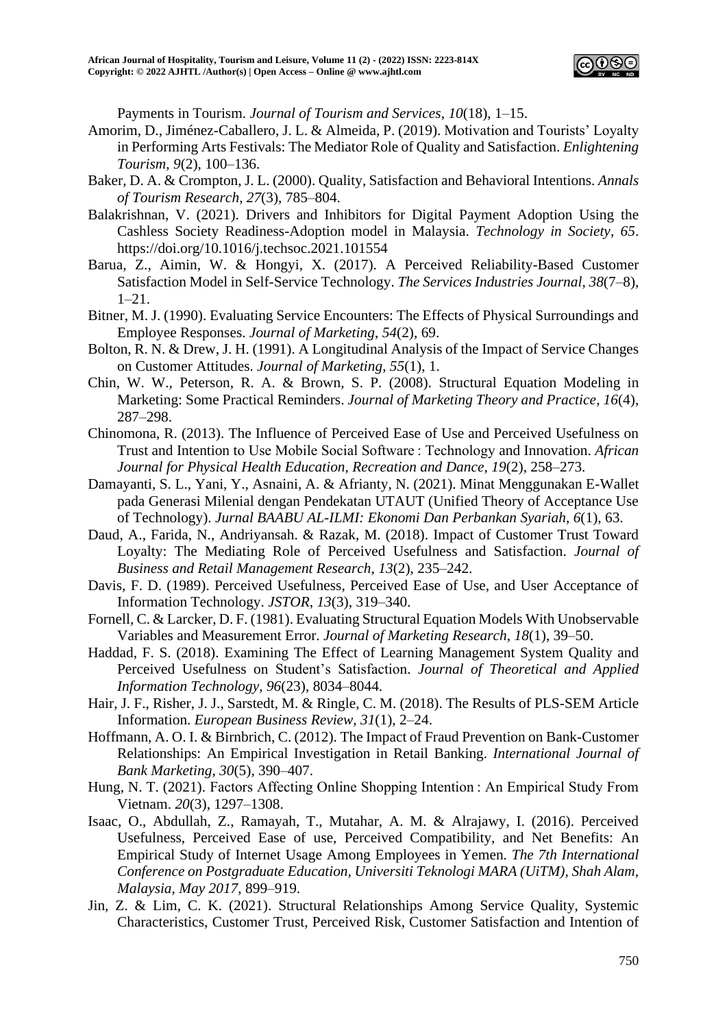Payments in Tourism. *Journal of Tourism and Services*, *10*(18), 1–15.

Amorim, D., Jiménez-Caballero, J. L. & Almeida, P. (2019). Motivation and Tourists' Loyalty in Performing Arts Festivals: The Mediator Role of Quality and Satisfaction. *Enlightening Tourism*, *9*(2), 100–136.

Baker, D. A. & Crompton, J. L. (2000). Quality, Satisfaction and Behavioral Intentions. *Annals of Tourism Research*, *27*(3), 785–804.

Balakrishnan, V. (2021). Drivers and Inhibitors for Digital Payment Adoption Using the Cashless Society Readiness-Adoption model in Malaysia. *Technology in Society*, *65*. https://doi.org/10.1016/j.techsoc.2021.101554

Barua, Z., Aimin, W. & Hongyi, X. (2017). A Perceived Reliability-Based Customer Satisfaction Model in Self-Service Technology. *The Services Industries Journal*, *38*(7–8), 1–21.

Bitner, M. J. (1990). Evaluating Service Encounters: The Effects of Physical Surroundings and Employee Responses. *Journal of Marketing*, *54*(2), 69.

Bolton, R. N. & Drew, J. H. (1991). A Longitudinal Analysis of the Impact of Service Changes on Customer Attitudes. *Journal of Marketing*, *55*(1), 1.

Chin, W. W., Peterson, R. A. & Brown, S. P. (2008). Structural Equation Modeling in Marketing: Some Practical Reminders. *Journal of Marketing Theory and Practice*, *16*(4), 287–298.

Chinomona, R. (2013). The Influence of Perceived Ease of Use and Perceived Usefulness on Trust and Intention to Use Mobile Social Software : Technology and Innovation. *African Journal for Physical Health Education, Recreation and Dance*, *19*(2), 258–273.

Damayanti, S. L., Yani, Y., Asnaini, A. & Afrianty, N. (2021). Minat Menggunakan E-Wallet pada Generasi Milenial dengan Pendekatan UTAUT (Unified Theory of Acceptance Use of Technology). *Jurnal BAABU AL-ILMI: Ekonomi Dan Perbankan Syariah*, *6*(1), 63.

Daud, A., Farida, N., Andriyansah. & Razak, M. (2018). Impact of Customer Trust Toward Loyalty: The Mediating Role of Perceived Usefulness and Satisfaction. *Journal of Business and Retail Management Research*, *13*(2), 235–242.

Davis, F. D. (1989). Perceived Usefulness, Perceived Ease of Use, and User Acceptance of Information Technology. *JSTOR*, *13*(3), 319–340.

Fornell, C. & Larcker, D. F. (1981). Evaluating Structural Equation Models With Unobservable Variables and Measurement Error. *Journal of Marketing Research*, *18*(1), 39–50.

Haddad, F. S. (2018). Examining The Effect of Learning Management System Quality and Perceived Usefulness on Student's Satisfaction. *Journal of Theoretical and Applied Information Technology*, *96*(23), 8034–8044.

Hair, J. F., Risher, J. J., Sarstedt, M. & Ringle, C. M. (2018). The Results of PLS-SEM Article Information. *European Business Review*, *31*(1), 2–24.

Hoffmann, A. O. I. & Birnbrich, C. (2012). The Impact of Fraud Prevention on Bank-Customer Relationships: An Empirical Investigation in Retail Banking. *International Journal of Bank Marketing*, *30*(5), 390–407.

Hung, N. T. (2021). Factors Affecting Online Shopping Intention : An Empirical Study From Vietnam. *20*(3), 1297–1308.

Isaac, O., Abdullah, Z., Ramayah, T., Mutahar, A. M. & Alrajawy, I. (2016). Perceived Usefulness, Perceived Ease of use, Perceived Compatibility, and Net Benefits: An Empirical Study of Internet Usage Among Employees in Yemen. *The 7th International Conference on Postgraduate Education, Universiti Teknologi MARA (UiTM), Shah Alam, Malaysia, May 2017*, 899–919.

Jin, Z. & Lim, C. K. (2021). Structural Relationships Among Service Quality, Systemic Characteristics, Customer Trust, Perceived Risk, Customer Satisfaction and Intention of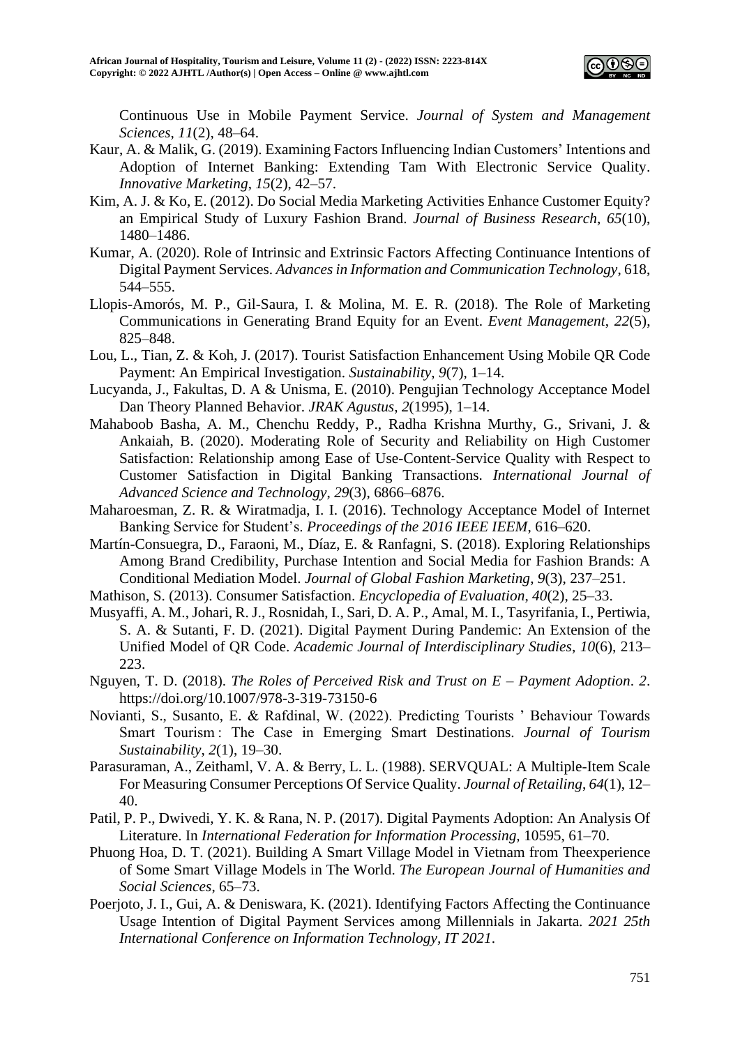Continuous Use in Mobile Payment Service. *Journal of System and Management Sciences*, *11*(2), 48–64.

Kaur, A. & Malik, G. (2019). Examining Factors Influencing Indian Customers' Intentions and Adoption of Internet Banking: Extending Tam With Electronic Service Quality. *Innovative Marketing*, *15*(2), 42–57.

Kim, A. J. & Ko, E. (2012). Do Social Media Marketing Activities Enhance Customer Equity? an Empirical Study of Luxury Fashion Brand. *Journal of Business Research*, *65*(10), 1480–1486.

Kumar, A. (2020). Role of Intrinsic and Extrinsic Factors Affecting Continuance Intentions of Digital Payment Services. *Advances in Information and Communication Technology*, 618, 544–555.

Llopis-Amorós, M. P., Gil-Saura, I. & Molina, M. E. R. (2018). The Role of Marketing Communications in Generating Brand Equity for an Event. *Event Management*, *22*(5), 825–848.

Lou, L., Tian, Z. & Koh, J. (2017). Tourist Satisfaction Enhancement Using Mobile QR Code Payment: An Empirical Investigation. *Sustainability*, *9*(7), 1–14.

Lucyanda, J., Fakultas, D. A & Unisma, E. (2010). Pengujian Technology Acceptance Model Dan Theory Planned Behavior. *JRAK Agustus*, *2*(1995), 1–14.

Mahaboob Basha, A. M., Chenchu Reddy, P., Radha Krishna Murthy, G., Srivani, J. & Ankaiah, B. (2020). Moderating Role of Security and Reliability on High Customer Satisfaction: Relationship among Ease of Use-Content-Service Quality with Respect to Customer Satisfaction in Digital Banking Transactions. *International Journal of Advanced Science and Technology*, *29*(3), 6866–6876.

Maharoesman, Z. R. & Wiratmadja, I. I. (2016). Technology Acceptance Model of Internet Banking Service for Student's. *Proceedings of the 2016 IEEE IEEM*, 616–620.

Martín-Consuegra, D., Faraoni, M., Díaz, E. & Ranfagni, S. (2018). Exploring Relationships Among Brand Credibility, Purchase Intention and Social Media for Fashion Brands: A Conditional Mediation Model. *Journal of Global Fashion Marketing*, *9*(3), 237–251.

Mathison, S. (2013). Consumer Satisfaction. *Encyclopedia of Evaluation*, *40*(2), 25–33.

Musyaffi, A. M., Johari, R. J., Rosnidah, I., Sari, D. A. P., Amal, M. I., Tasyrifania, I., Pertiwia, S. A. & Sutanti, F. D. (2021). Digital Payment During Pandemic: An Extension of the Unified Model of QR Code. *Academic Journal of Interdisciplinary Studies*, *10*(6), 213–223.

Nguyen, T. D. (2018). *The Roles of Perceived Risk and Trust on E – Payment Adoption*. *2*. https://doi.org/10.1007/978-3-319-73150-6

Novianti, S., Susanto, E. & Rafdinal, W. (2022). Predicting Tourists ' Behaviour Towards Smart Tourism : The Case in Emerging Smart Destinations. *Journal of Tourism Sustainability*, *2*(1), 19–30.

Parasuraman, A., Zeithaml, V. A. & Berry, L. L. (1988). SERVQUAL: A Multiple-Item Scale For Measuring Consumer Perceptions Of Service Quality. *Journal of Retailing*, *64*(1), 12–40.

Patil, P. P., Dwivedi, Y. K. & Rana, N. P. (2017). Digital Payments Adoption: An Analysis Of Literature. In *International Federation for Information Processing,* 10595, 61–70.

Phuong Hoa, D. T. (2021). Building A Smart Village Model in Vietnam from Theexperience of Some Smart Village Models in The World. *The European Journal of Humanities and Social Sciences*, 65–73.

Poerjoto, J. I., Gui, A. & Deniswara, K. (2021). Identifying Factors Affecting the Continuance Usage Intention of Digital Payment Services among Millennials in Jakarta. *2021 25th International Conference on Information Technology, IT 2021*.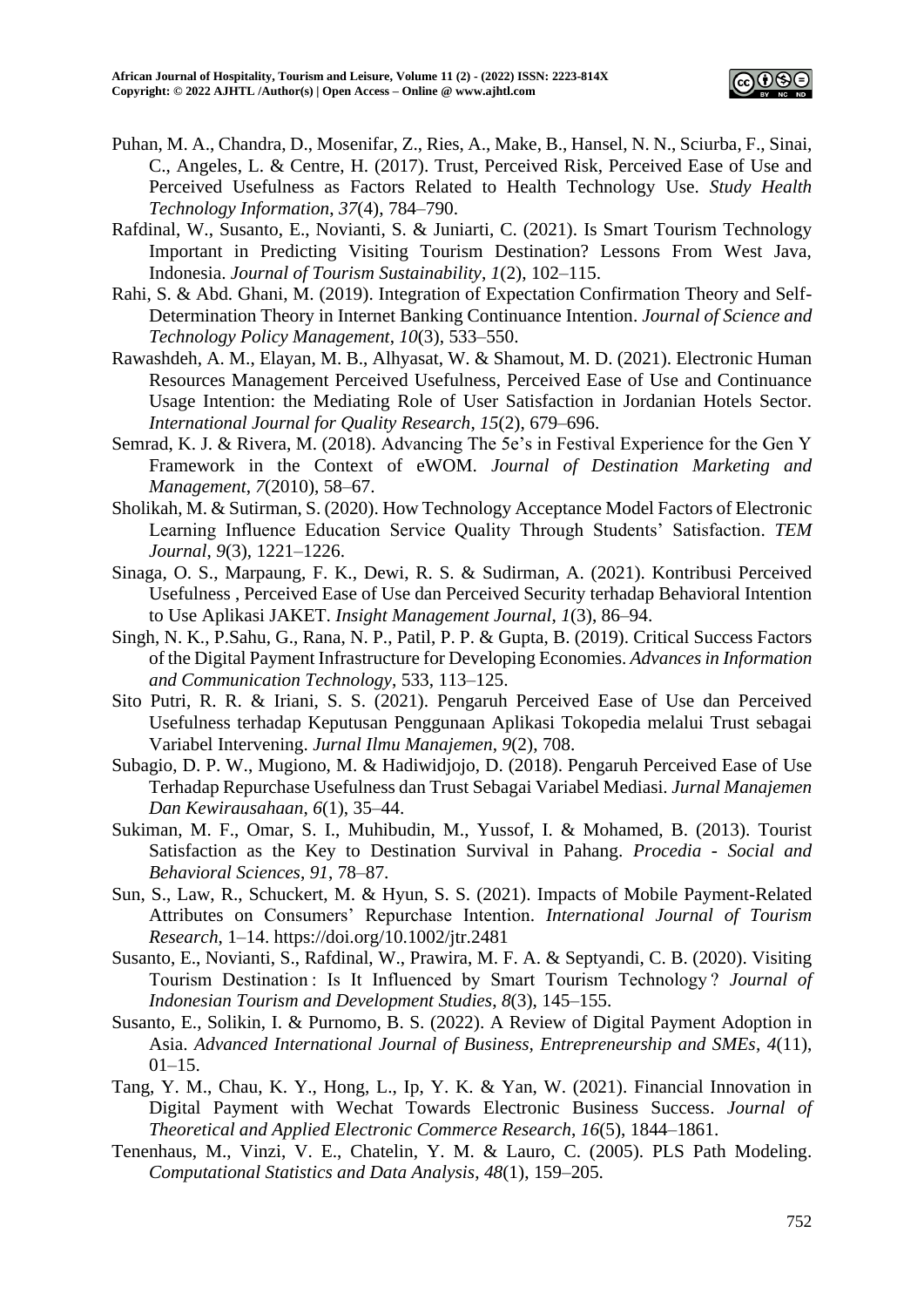Puhan, M. A., Chandra, D., Mosenifar, Z., Ries, A., Make, B., Hansel, N. N., Sciurba, F., Sinai, C., Angeles, L. & Centre, H. (2017). Trust, Perceived Risk, Perceived Ease of Use and Perceived Usefulness as Factors Related to Health Technology Use. *Study Health Technology Information*, *37*(4), 784–790.

Rafdinal, W., Susanto, E., Novianti, S. & Juniarti, C. (2021). Is Smart Tourism Technology Important in Predicting Visiting Tourism Destination? Lessons From West Java, Indonesia. *Journal of Tourism Sustainability*, *1*(2), 102–115.

Rahi, S. & Abd. Ghani, M. (2019). Integration of Expectation Confirmation Theory and Self-Determination Theory in Internet Banking Continuance Intention. *Journal of Science and Technology Policy Management*, *10*(3), 533–550.

Rawashdeh, A. M., Elayan, M. B., Alhyasat, W. & Shamout, M. D. (2021). Electronic Human Resources Management Perceived Usefulness, Perceived Ease of Use and Continuance Usage Intention: the Mediating Role of User Satisfaction in Jordanian Hotels Sector. *International Journal for Quality Research*, *15*(2), 679–696.

Semrad, K. J. & Rivera, M. (2018). Advancing The 5e's in Festival Experience for the Gen Y Framework in the Context of eWOM. *Journal of Destination Marketing and Management*, *7*(2010), 58–67.

Sholikah, M. & Sutirman, S. (2020). How Technology Acceptance Model Factors of Electronic Learning Influence Education Service Quality Through Students' Satisfaction. *TEM Journal*, *9*(3), 1221–1226.

Sinaga, O. S., Marpaung, F. K., Dewi, R. S. & Sudirman, A. (2021). Kontribusi Perceived Usefulness , Perceived Ease of Use dan Perceived Security terhadap Behavioral Intention to Use Aplikasi JAKET. *Insight Management Journal*, *1*(3), 86–94.

Singh, N. K., P.Sahu, G., Rana, N. P., Patil, P. P. & Gupta, B. (2019). Critical Success Factors of the Digital Payment Infrastructure for Developing Economies. *Advances in Information and Communication Technology*, 533, 113–125.

Sito Putri, R. R. & Iriani, S. S. (2021). Pengaruh Perceived Ease of Use dan Perceived Usefulness terhadap Keputusan Penggunaan Aplikasi Tokopedia melalui Trust sebagai Variabel Intervening. *Jurnal Ilmu Manajemen*, *9*(2), 708.

Subagio, D. P. W., Mugiono, M. & Hadiwidjojo, D. (2018). Pengaruh Perceived Ease of Use Terhadap Repurchase Usefulness dan Trust Sebagai Variabel Mediasi. *Jurnal Manajemen Dan Kewirausahaan*, *6*(1), 35–44.

Sukiman, M. F., Omar, S. I., Muhibudin, M., Yussof, I. & Mohamed, B. (2013). Tourist Satisfaction as the Key to Destination Survival in Pahang. *Procedia - Social and Behavioral Sciences*, *91*, 78–87.

Sun, S., Law, R., Schuckert, M. & Hyun, S. S. (2021). Impacts of Mobile Payment-Related Attributes on Consumers' Repurchase Intention. *International Journal of Tourism Research*, 1–14. https://doi.org/10.1002/jtr.2481

Susanto, E., Novianti, S., Rafdinal, W., Prawira, M. F. A. & Septyandi, C. B. (2020). Visiting Tourism Destination : Is It Influenced by Smart Tourism Technology ? *Journal of Indonesian Tourism and Development Studies*, *8*(3), 145–155.

Susanto, E., Solikin, I. & Purnomo, B. S. (2022). A Review of Digital Payment Adoption in Asia. *Advanced International Journal of Business, Entrepreneurship and SMEs*, *4*(11), 01–15.

Tang, Y. M., Chau, K. Y., Hong, L., Ip, Y. K. & Yan, W. (2021). Financial Innovation in Digital Payment with Wechat Towards Electronic Business Success. *Journal of Theoretical and Applied Electronic Commerce Research*, *16*(5), 1844–1861.

Tenenhaus, M., Vinzi, V. E., Chatelin, Y. M. & Lauro, C. (2005). PLS Path Modeling. *Computational Statistics and Data Analysis*, *48*(1), 159–205.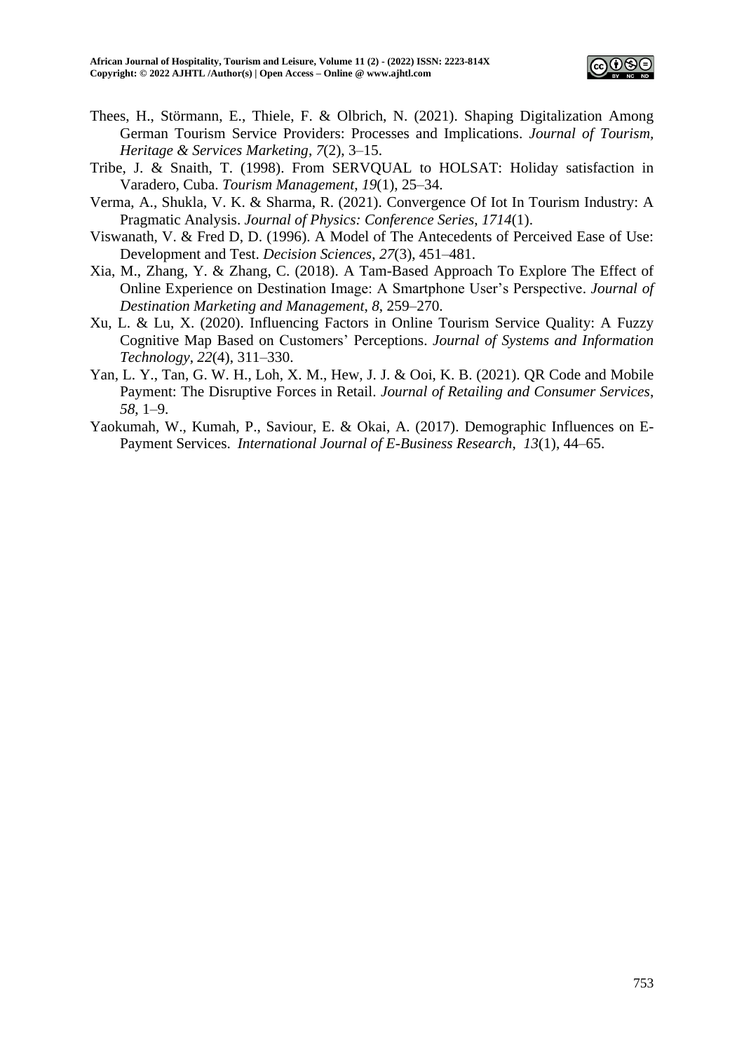Thees, H., Störmann, E., Thiele, F. & Olbrich, N. (2021). Shaping Digitalization Among German Tourism Service Providers: Processes and Implications. *Journal of Tourism, Heritage & Services Marketing*, *7*(2), 3–15.

Tribe, J. & Snaith, T. (1998). From SERVQUAL to HOLSAT: Holiday satisfaction in Varadero, Cuba. *Tourism Management*, *19*(1), 25–34.

Verma, A., Shukla, V. K. & Sharma, R. (2021). Convergence Of Iot In Tourism Industry: A Pragmatic Analysis. *Journal of Physics: Conference Series*, *1714*(1).

Viswanath, V. & Fred D, D. (1996). A Model of The Antecedents of Perceived Ease of Use: Development and Test. *Decision Sciences*, *27*(3), 451–481.

Xia, M., Zhang, Y. & Zhang, C. (2018). A Tam-Based Approach To Explore The Effect of Online Experience on Destination Image: A Smartphone User's Perspective. *Journal of Destination Marketing and Management*, *8*, 259–270.

Xu, L. & Lu, X. (2020). Influencing Factors in Online Tourism Service Quality: A Fuzzy Cognitive Map Based on Customers' Perceptions. *Journal of Systems and Information Technology*, *22*(4), 311–330.

Yan, L. Y., Tan, G. W. H., Loh, X. M., Hew, J. J. & Ooi, K. B. (2021). QR Code and Mobile Payment: The Disruptive Forces in Retail. *Journal of Retailing and Consumer Services*, *58*, 1–9.

Yaokumah, W., Kumah, P., Saviour, E. & Okai, A. (2017). Demographic Influences on E-Payment Services. *International Journal of E-Business Research*, *13*(1), 44–65.